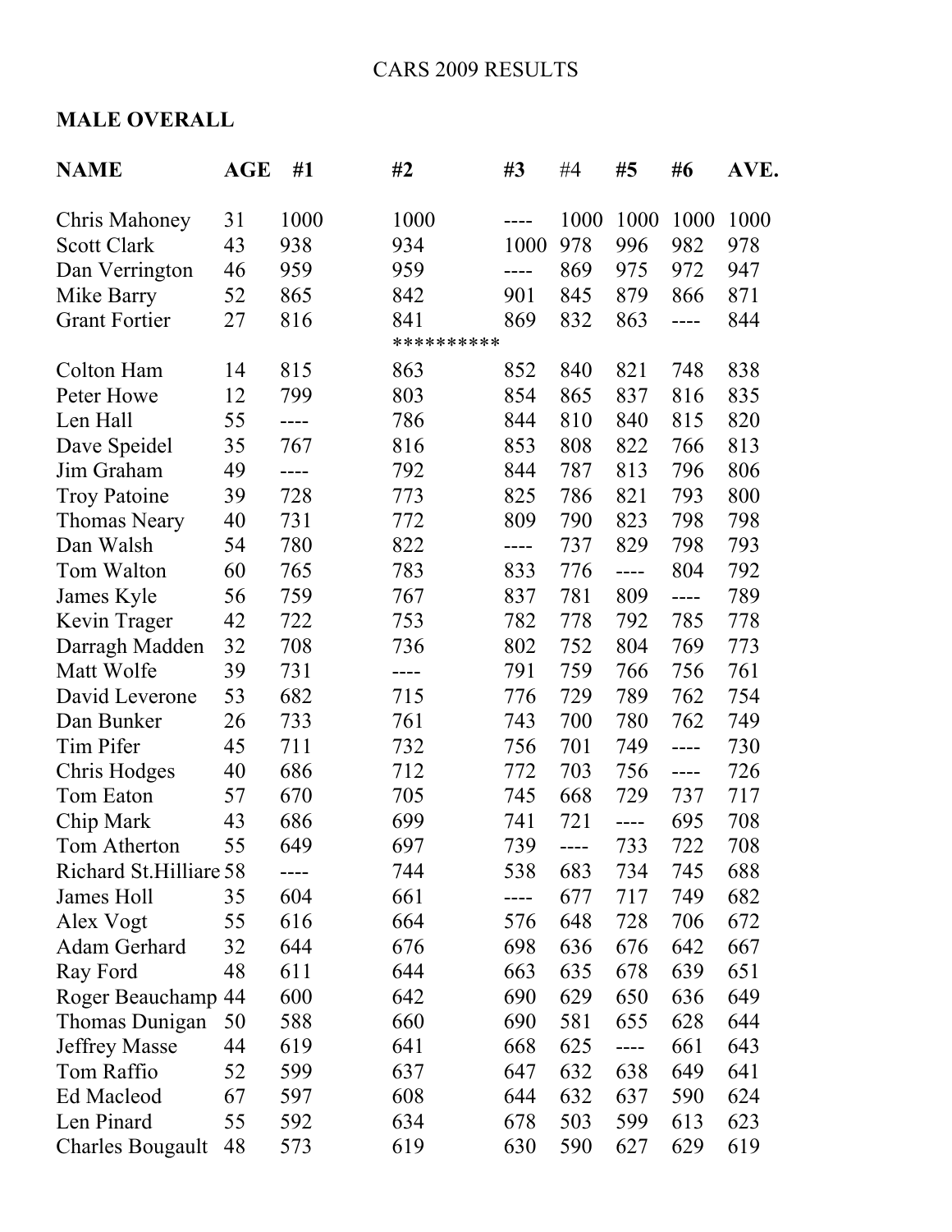# CARS 2009 RESULTS

## MALE OVERALL

| NAME | AGE | #1 | #2 | #3 | #4 | #5 | #6 | AVE. |
|---|---|---|---|---|---|---|---|---|
| Chris Mahoney | 31 | 1000 | 1000 | ---- | 1000 | 1000 | 1000 | 1000 |
| Scott Clark | 43 | 938 | 934 | 1000 | 978 | 996 | 982 | 978 |
| Dan Verrington | 46 | 959 | 959 | ---- | 869 | 975 | 972 | 947 |
| Mike Barry | 52 | 865 | 842 | 901 | 845 | 879 | 866 | 871 |
| Grant Fortier | 27 | 816 | 841 | 869 | 832 | 863 | ---- | 844 |
| | | | ********** | | | | | |
| Colton Ham | 14 | 815 | 863 | 852 | 840 | 821 | 748 | 838 |
| Peter Howe | 12 | 799 | 803 | 854 | 865 | 837 | 816 | 835 |
| Len Hall | 55 | ---- | 786 | 844 | 810 | 840 | 815 | 820 |
| Dave Speidel | 35 | 767 | 816 | 853 | 808 | 822 | 766 | 813 |
| Jim Graham | 49 | ---- | 792 | 844 | 787 | 813 | 796 | 806 |
| Troy Patoine | 39 | 728 | 773 | 825 | 786 | 821 | 793 | 800 |
| Thomas Neary | 40 | 731 | 772 | 809 | 790 | 823 | 798 | 798 |
| Dan Walsh | 54 | 780 | 822 | ---- | 737 | 829 | 798 | 793 |
| Tom Walton | 60 | 765 | 783 | 833 | 776 | ---- | 804 | 792 |
| James Kyle | 56 | 759 | 767 | 837 | 781 | 809 | ---- | 789 |
| Kevin Trager | 42 | 722 | 753 | 782 | 778 | 792 | 785 | 778 |
| Darragh Madden | 32 | 708 | 736 | 802 | 752 | 804 | 769 | 773 |
| Matt Wolfe | 39 | 731 | ---- | 791 | 759 | 766 | 756 | 761 |
| David Leverone | 53 | 682 | 715 | 776 | 729 | 789 | 762 | 754 |
| Dan Bunker | 26 | 733 | 761 | 743 | 700 | 780 | 762 | 749 |
| Tim Pifer | 45 | 711 | 732 | 756 | 701 | 749 | ---- | 730 |
| Chris Hodges | 40 | 686 | 712 | 772 | 703 | 756 | ---- | 726 |
| Tom Eaton | 57 | 670 | 705 | 745 | 668 | 729 | 737 | 717 |
| Chip Mark | 43 | 686 | 699 | 741 | 721 | ---- | 695 | 708 |
| Tom Atherton | 55 | 649 | 697 | 739 | ---- | 733 | 722 | 708 |
| Richard St.Hilliare | 58 | ---- | 744 | 538 | 683 | 734 | 745 | 688 |
| James Holl | 35 | 604 | 661 | ---- | 677 | 717 | 749 | 682 |
| Alex Vogt | 55 | 616 | 664 | 576 | 648 | 728 | 706 | 672 |
| Adam Gerhard | 32 | 644 | 676 | 698 | 636 | 676 | 642 | 667 |
| Ray Ford | 48 | 611 | 644 | 663 | 635 | 678 | 639 | 651 |
| Roger Beauchamp | 44 | 600 | 642 | 690 | 629 | 650 | 636 | 649 |
| Thomas Dunigan | 50 | 588 | 660 | 690 | 581 | 655 | 628 | 644 |
| Jeffrey Masse | 44 | 619 | 641 | 668 | 625 | ---- | 661 | 643 |
| Tom Raffio | 52 | 599 | 637 | 647 | 632 | 638 | 649 | 641 |
| Ed Macleod | 67 | 597 | 608 | 644 | 632 | 637 | 590 | 624 |
| Len Pinard | 55 | 592 | 634 | 678 | 503 | 599 | 613 | 623 |
| Charles Bougault | 48 | 573 | 619 | 630 | 590 | 627 | 629 | 619 |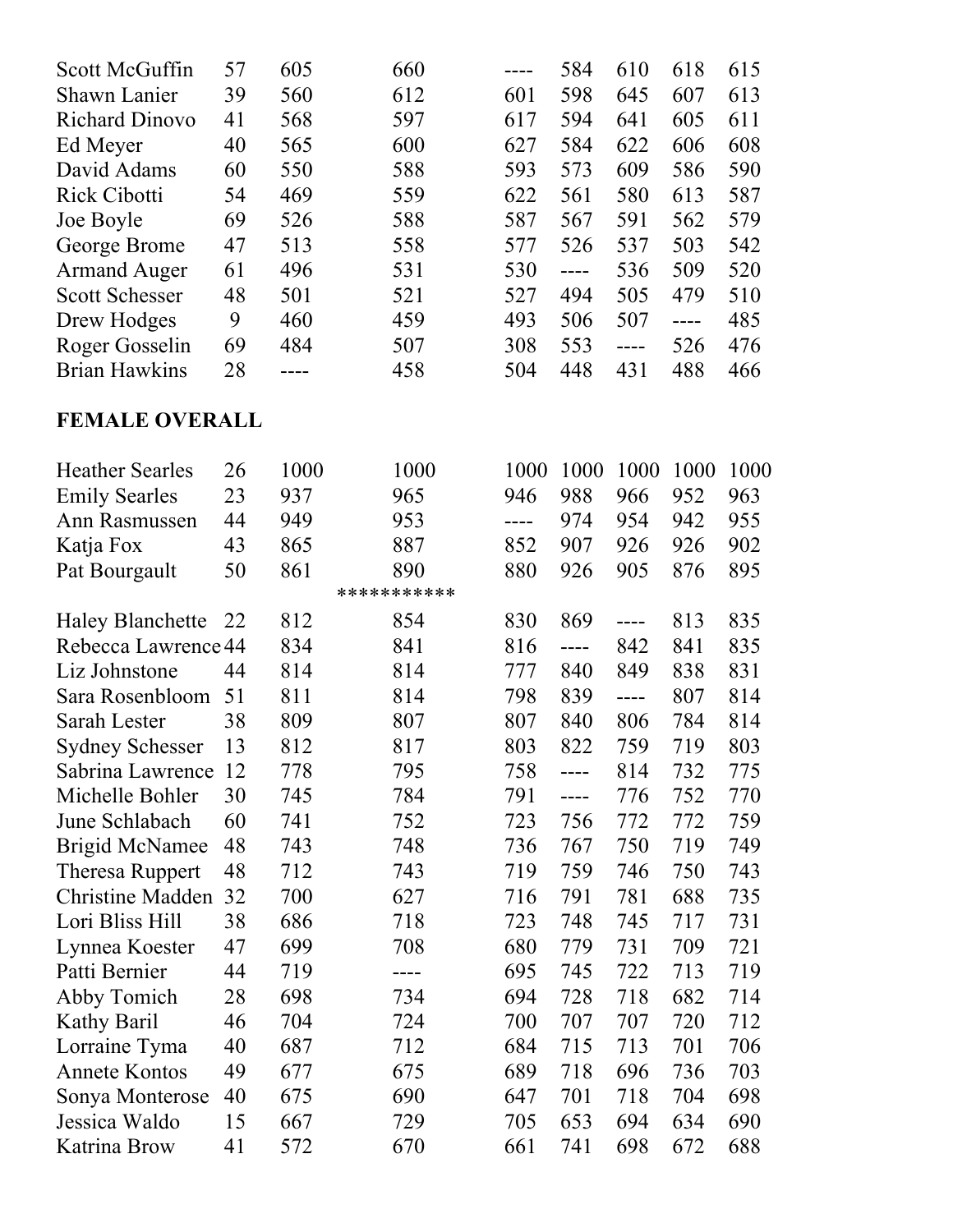| | | | | | | | | |
|---|---|---|---|---|---|---|---|---|
| Scott McGuffin | 57 | 605 | 660 | ---- | 584 | 610 | 618 | 615 |
| Shawn Lanier | 39 | 560 | 612 | 601 | 598 | 645 | 607 | 613 |
| Richard Dinovo | 41 | 568 | 597 | 617 | 594 | 641 | 605 | 611 |
| Ed Meyer | 40 | 565 | 600 | 627 | 584 | 622 | 606 | 608 |
| David Adams | 60 | 550 | 588 | 593 | 573 | 609 | 586 | 590 |
| Rick Cibotti | 54 | 469 | 559 | 622 | 561 | 580 | 613 | 587 |
| Joe Boyle | 69 | 526 | 588 | 587 | 567 | 591 | 562 | 579 |
| George Brome | 47 | 513 | 558 | 577 | 526 | 537 | 503 | 542 |
| Armand Auger | 61 | 496 | 531 | 530 | ---- | 536 | 509 | 520 |
| Scott Schesser | 48 | 501 | 521 | 527 | 494 | 505 | 479 | 510 |
| Drew Hodges | 9 | 460 | 459 | 493 | 506 | 507 | ---- | 485 |
| Roger Gosselin | 69 | 484 | 507 | 308 | 553 | ---- | 526 | 476 |
| Brian Hawkins | 28 | ---- | 458 | 504 | 448 | 431 | 488 | 466 |

**FEMALE OVERALL**

| | | | | | | | | |
|---|---|---|---|---|---|---|---|---|
| Heather Searles | 26 | 1000 | 1000 | 1000 | 1000 | 1000 | 1000 | 1000 |
| Emily Searles | 23 | 937 | 965 | 946 | 988 | 966 | 952 | 963 |
| Ann Rasmussen | 44 | 949 | 953 | ---- | 974 | 954 | 942 | 955 |
| Katja Fox | 43 | 865 | 887 | 852 | 907 | 926 | 926 | 902 |
| Pat Bourgault | 50 | 861 | 890 | 880 | 926 | 905 | 876 | 895 |
| | | | *********** | | | | | |
| Haley Blanchette | 22 | 812 | 854 | 830 | 869 | ---- | 813 | 835 |
| Rebecca Lawrence | 44 | 834 | 841 | 816 | ---- | 842 | 841 | 835 |
| Liz Johnstone | 44 | 814 | 814 | 777 | 840 | 849 | 838 | 831 |
| Sara Rosenbloom | 51 | 811 | 814 | 798 | 839 | ---- | 807 | 814 |
| Sarah Lester | 38 | 809 | 807 | 807 | 840 | 806 | 784 | 814 |
| Sydney Schesser | 13 | 812 | 817 | 803 | 822 | 759 | 719 | 803 |
| Sabrina Lawrence | 12 | 778 | 795 | 758 | ---- | 814 | 732 | 775 |
| Michelle Bohler | 30 | 745 | 784 | 791 | ---- | 776 | 752 | 770 |
| June Schlabach | 60 | 741 | 752 | 723 | 756 | 772 | 772 | 759 |
| Brigid McNamee | 48 | 743 | 748 | 736 | 767 | 750 | 719 | 749 |
| Theresa Ruppert | 48 | 712 | 743 | 719 | 759 | 746 | 750 | 743 |
| Christine Madden | 32 | 700 | 627 | 716 | 791 | 781 | 688 | 735 |
| Lori Bliss Hill | 38 | 686 | 718 | 723 | 748 | 745 | 717 | 731 |
| Lynnea Koester | 47 | 699 | 708 | 680 | 779 | 731 | 709 | 721 |
| Patti Bernier | 44 | 719 | ---- | 695 | 745 | 722 | 713 | 719 |
| Abby Tomich | 28 | 698 | 734 | 694 | 728 | 718 | 682 | 714 |
| Kathy Baril | 46 | 704 | 724 | 700 | 707 | 707 | 720 | 712 |
| Lorraine Tyma | 40 | 687 | 712 | 684 | 715 | 713 | 701 | 706 |
| Annete Kontos | 49 | 677 | 675 | 689 | 718 | 696 | 736 | 703 |
| Sonya Monterose | 40 | 675 | 690 | 647 | 701 | 718 | 704 | 698 |
| Jessica Waldo | 15 | 667 | 729 | 705 | 653 | 694 | 634 | 690 |
| Katrina Brow | 41 | 572 | 670 | 661 | 741 | 698 | 672 | 688 |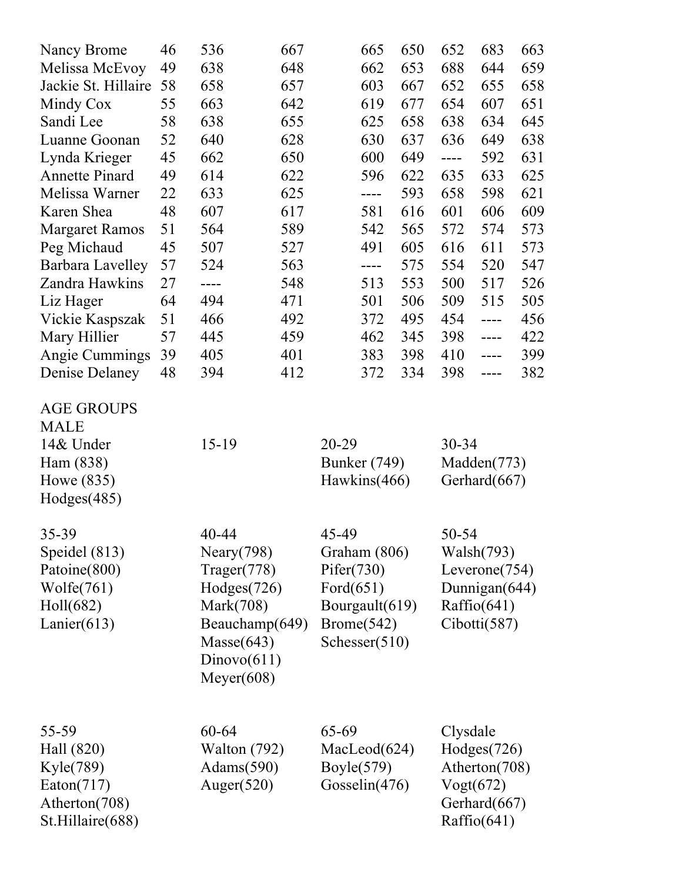| | | | | | | | | |
|---|---|---|---|---|---|---|---|---|
| Nancy Brome | 46 | 536 | 667 | 665 | 650 | 652 | 683 | 663 |
| Melissa McEvoy | 49 | 638 | 648 | 662 | 653 | 688 | 644 | 659 |
| Jackie St. Hillaire | 58 | 658 | 657 | 603 | 667 | 652 | 655 | 658 |
| Mindy Cox | 55 | 663 | 642 | 619 | 677 | 654 | 607 | 651 |
| Sandi Lee | 58 | 638 | 655 | 625 | 658 | 638 | 634 | 645 |
| Luanne Goonan | 52 | 640 | 628 | 630 | 637 | 636 | 649 | 638 |
| Lynda Krieger | 45 | 662 | 650 | 600 | 649 | ---- | 592 | 631 |
| Annette Pinard | 49 | 614 | 622 | 596 | 622 | 635 | 633 | 625 |
| Melissa Warner | 22 | 633 | 625 | ---- | 593 | 658 | 598 | 621 |
| Karen Shea | 48 | 607 | 617 | 581 | 616 | 601 | 606 | 609 |
| Margaret Ramos | 51 | 564 | 589 | 542 | 565 | 572 | 574 | 573 |
| Peg Michaud | 45 | 507 | 527 | 491 | 605 | 616 | 611 | 573 |
| Barbara Lavelley | 57 | 524 | 563 | ---- | 575 | 554 | 520 | 547 |
| Zandra Hawkins | 27 | ---- | 548 | 513 | 553 | 500 | 517 | 526 |
| Liz Hager | 64 | 494 | 471 | 501 | 506 | 509 | 515 | 505 |
| Vickie Kaspszak | 51 | 466 | 492 | 372 | 495 | 454 | ---- | 456 |
| Mary Hillier | 57 | 445 | 459 | 462 | 345 | 398 | ---- | 422 |
| Angie Cummings | 39 | 405 | 401 | 383 | 398 | 410 | ---- | 399 |
| Denise Delaney | 48 | 394 | 412 | 372 | 334 | 398 | ---- | 382 |

AGE GROUPS
MALE

| 14& Under | 15-19 | 20-29 | 30-34 |
|---|---|---|---|
| Ham (838) | | Bunker (749) | Madden(773) |
| Howe (835) | | Hawkins(466) | Gerhard(667) |
| Hodges(485) | | | |

| 35-39 | 40-44 | 45-49 | 50-54 |
|---|---|---|---|
| Speidel (813) | Neary(798) | Graham (806) | Walsh(793) |
| Patoine(800) | Trager(778) | Pifer(730) | Leverone(754) |
| Wolfe(761) | Hodges(726) | Ford(651) | Dunnigan(644) |
| Holl(682) | Mark(708) | Bourgault(619) | Raffio(641) |
| Lanier(613) | Beauchamp(649) | Brome(542) | Cibotti(587) |
| | Masse(643) | Schesser(510) | |
| | Dinovo(611) | | |
| | Meyer(608) | | |

| 55-59 | 60-64 | 65-69 | Clysdale |
|---|---|---|---|
| Hall (820) | Walton (792) | MacLeod(624) | Hodges(726) |
| Kyle(789) | Adams(590) | Boyle(579) | Atherton(708) |
| Eaton(717) | Auger(520) | Gosselin(476) | Vogt(672) |
| Atherton(708) | | | Gerhard(667) |
| St.Hillaire(688) | | | Raffio(641) |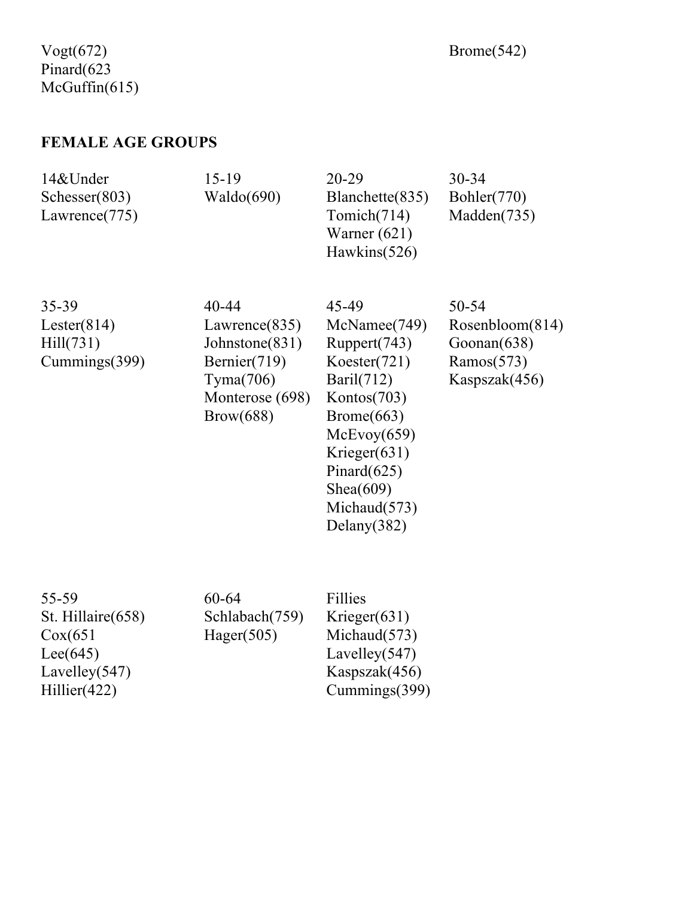| | | | |
|---|---|---|---|
| Vogt(672) | | | Brome(542) |
| Pinard(623 | | | |
| McGuffin(615) | | | |

**FEMALE AGE GROUPS**

| 14&Under | 15-19 | 20-29 | 30-34 |
|---|---|---|---|
| Schesser(803) | Waldo(690) | Blanchette(835) | Bohler(770) |
| Lawrence(775) | | Tomich(714) | Madden(735) |
| | | Warner (621) | |
| | | Hawkins(526) | |

| 35-39 | 40-44 | 45-49 | 50-54 |
|---|---|---|---|
| Lester(814) | Lawrence(835) | McNamee(749) | Rosenbloom(814) |
| Hill(731) | Johnstone(831) | Ruppert(743) | Goonan(638) |
| Cummings(399) | Bernier(719) | Koester(721) | Ramos(573) |
| | Tyma(706) | Baril(712) | Kaspszak(456) |
| | Monterose (698) | Kontos(703) | |
| | Brow(688) | Brome(663) | |
| | | McEvoy(659) | |
| | | Krieger(631) | |
| | | Pinard(625) | |
| | | Shea(609) | |
| | | Michaud(573) | |
| | | Delany(382) | |

| 55-59 | 60-64 | Fillies |
|---|---|---|
| St. Hillaire(658) | Schlabach(759) | Krieger(631) |
| Cox(651 | Hager(505) | Michaud(573) |
| Lee(645) | | Lavelley(547) |
| Lavelley(547) | | Kaspszak(456) |
| Hillier(422) | | Cummings(399) |